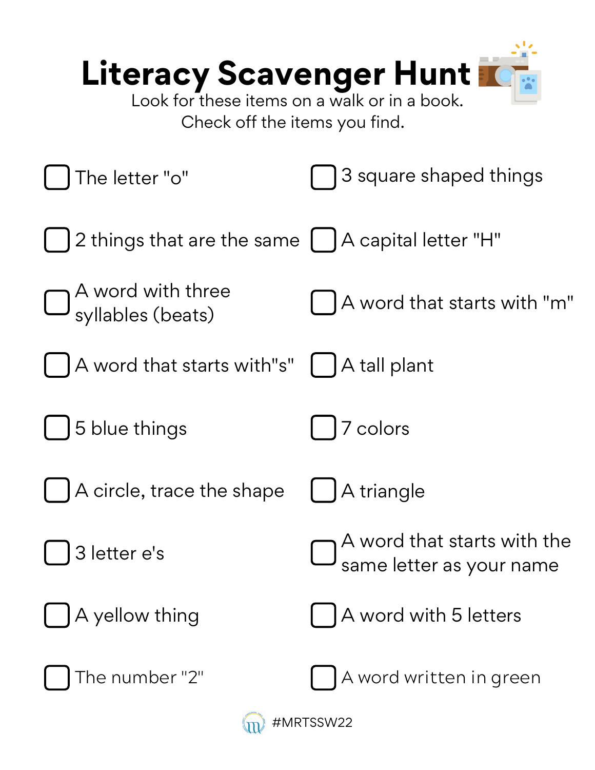# Literacy Scavenger Hunt

Look for these items on a walk or in a book.
Check off the items you find.

- [ ] The letter "o"
- [ ] 2 things that are the same
- [ ] A word with three syllables (beats)
- [ ] A word that starts with"s"
- [ ] 5 blue things
- [ ] A circle, trace the shape
- [ ] 3 letter e's
- [ ] A yellow thing
- [ ] The number "2"
- [ ] 3 square shaped things
- [ ] A capital letter "H"
- [ ] A word that starts with "m"
- [ ] A tall plant
- [ ] 7 colors
- [ ] A triangle
- [ ] A word that starts with the same letter as your name
- [ ] A word with 5 letters
- [ ] A word written in green

#MRTSSW22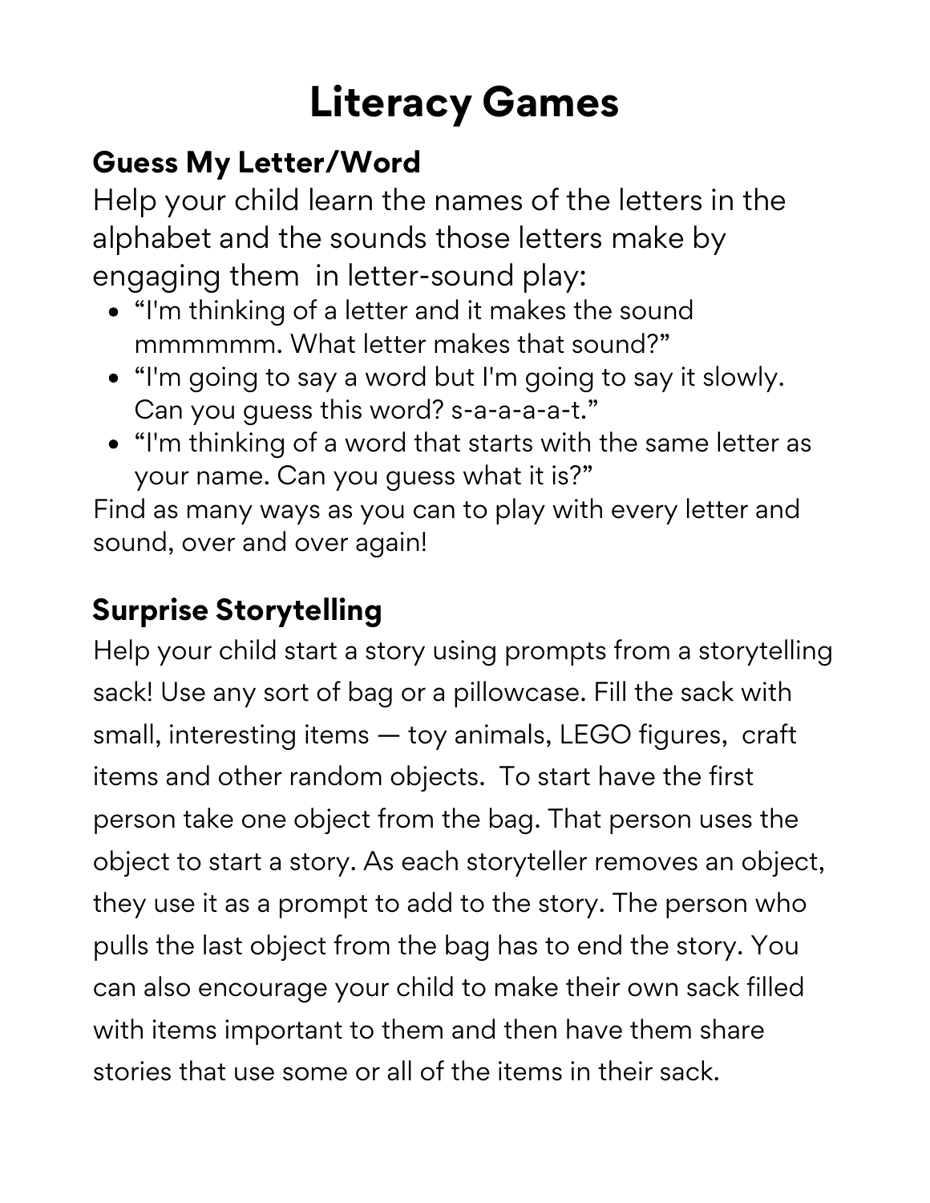# Literacy Games

## Guess My Letter/Word

Help your child learn the names of the letters in the alphabet and the sounds those letters make by engaging them in letter-sound play:

- "I'm thinking of a letter and it makes the sound mmmmmm. What letter makes that sound?"
- "I'm going to say a word but I'm going to say it slowly. Can you guess this word? s-a-a-a-a-t."
- "I'm thinking of a word that starts with the same letter as your name. Can you guess what it is?"

Find as many ways as you can to play with every letter and sound, over and over again!

## Surprise Storytelling

Help your child start a story using prompts from a storytelling sack! Use any sort of bag or a pillowcase. Fill the sack with small, interesting items — toy animals, LEGO figures, craft items and other random objects. To start have the first person take one object from the bag. That person uses the object to start a story. As each storyteller removes an object, they use it as a prompt to add to the story. The person who pulls the last object from the bag has to end the story. You can also encourage your child to make their own sack filled with items important to them and then have them share stories that use some or all of the items in their sack.